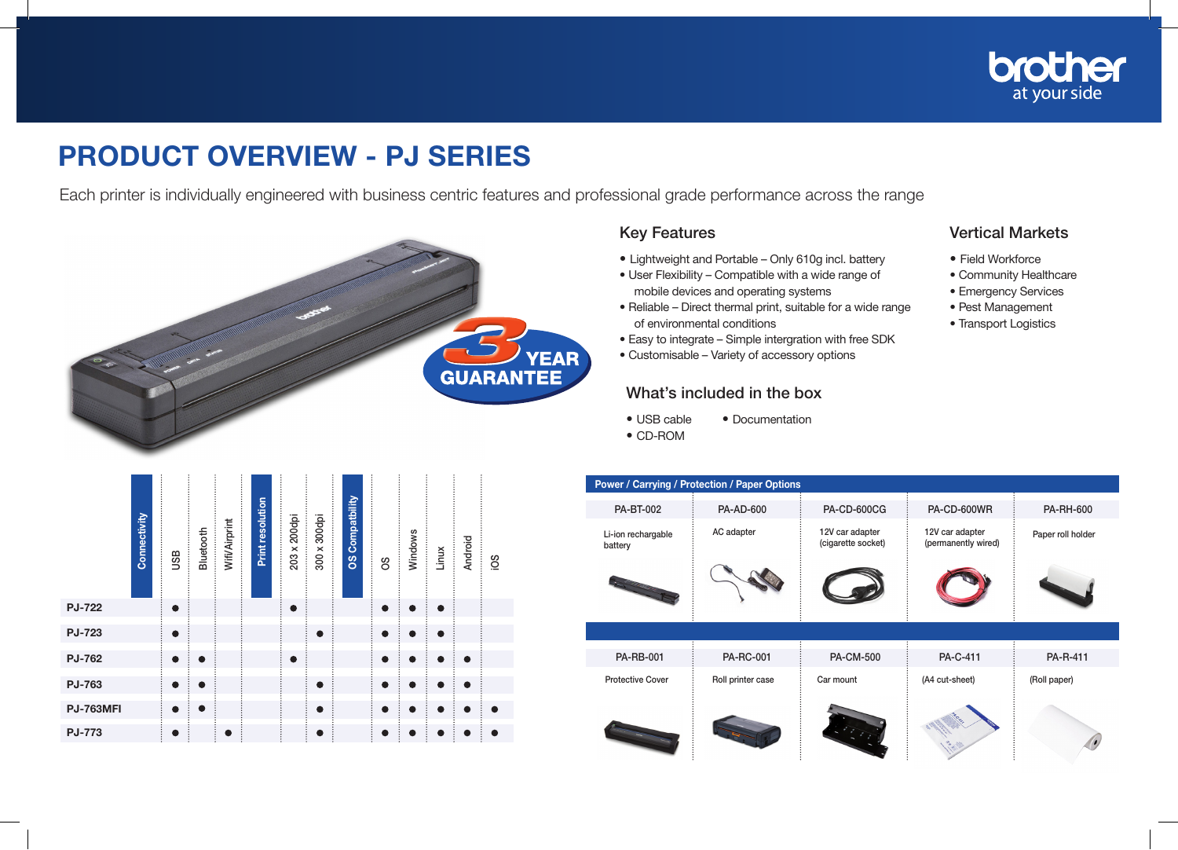# PRODUCT OVERVIEW - PJ SERIES

Each printer is individually engineered with business centric features and professional grade performance across the range

3 YEAR GUARANTEE

## Key Features

- Lightweight and Portable – Only 610g incl. battery
- User Flexibility – Compatible with a wide range of mobile devices and operating systems
- Reliable – Direct thermal print, suitable for a wide range of environmental conditions
- Easy to integrate – Simple intergration with free SDK
- Customisable – Variety of accessory options

## Vertical Markets

- Field Workforce
- Community Healthcare
- Emergency Services
- Pest Management
- Transport Logistics

## What's included in the box

- USB cable
- Documentation
- CD-ROM

| | Connectivity | | | | Print resolution | | | OS Compatbility | | | | |
|---|---|---|---|---|---|---|---|---|---|---|---|---|
| | USB | Bluetooth | Wifi/Airprint | | 203 x 200dpi | 300 x 300dpi | | OS | Windows | Linux | Android | iOS |
| PJ-722 | ● | | | | ● | | | ● | ● | ● | | |
| PJ-723 | ● | | | | | ● | | ● | ● | ● | | |
| PJ-762 | ● | ● | | | ● | | | ● | ● | ● | ● | |
| PJ-763 | ● | ● | | | | ● | | ● | ● | ● | ● | |
| PJ-763MFI | ● | ● | | | | ● | | ● | ● | ● | ● | ● |
| PJ-773 | ● | | ● | | | ● | | ● | ● | ● | ● | ● |

## Power / Carrying / Protection / Paper Options

| PA-BT-002 | PA-AD-600 | PA-CD-600CG | PA-CD-600WR | PA-RH-600 |
|---|---|---|---|---|
| Li-ion rechargable battery | AC adapter | 12V car adapter (cigarette socket) | 12V car adapter (permanently wired) | Paper roll holder |

| PA-RB-001 | PA-RC-001 | PA-CM-500 | PA-C-411 | PA-R-411 |
|---|---|---|---|---|
| Protective Cover | Roll printer case | Car mount | (A4 cut-sheet) | (Roll paper) |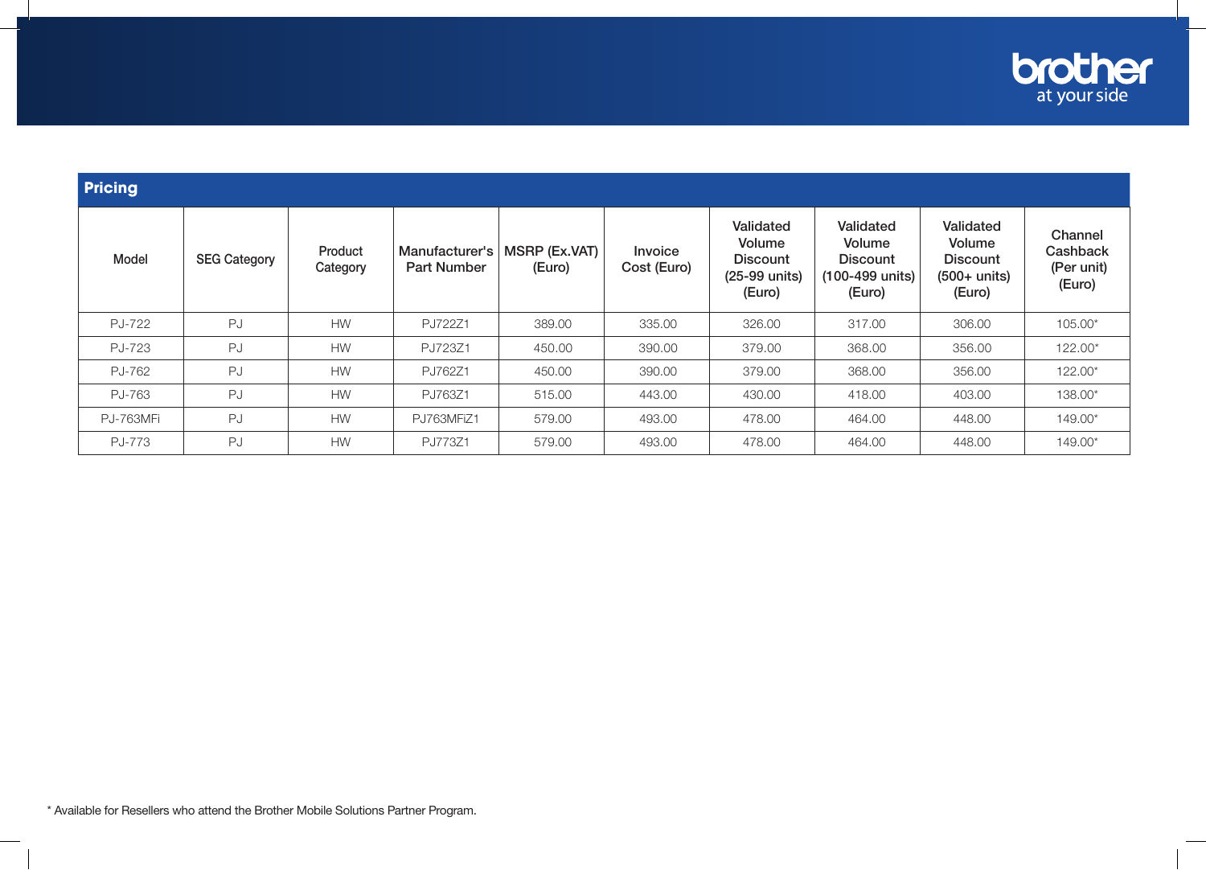## Pricing

| Model | SEG Category | Product Category | Manufacturer's Part Number | MSRP (Ex.VAT) (Euro) | Invoice Cost (Euro) | Validated Volume Discount (25-99 units) (Euro) | Validated Volume Discount (100-499 units) (Euro) | Validated Volume Discount (500+ units) (Euro) | Channel Cashback (Per unit) (Euro) |
|---|---|---|---|---|---|---|---|---|---|
| PJ-722 | PJ | HW | PJ722Z1 | 389.00 | 335.00 | 326.00 | 317.00 | 306.00 | 105.00* |
| PJ-723 | PJ | HW | PJ723Z1 | 450.00 | 390.00 | 379.00 | 368.00 | 356.00 | 122.00* |
| PJ-762 | PJ | HW | PJ762Z1 | 450.00 | 390.00 | 379.00 | 368.00 | 356.00 | 122.00* |
| PJ-763 | PJ | HW | PJ763Z1 | 515.00 | 443.00 | 430.00 | 418.00 | 403.00 | 138.00* |
| PJ-763MFi | PJ | HW | PJ763MFiZ1 | 579.00 | 493.00 | 478.00 | 464.00 | 448.00 | 149.00* |
| PJ-773 | PJ | HW | PJ773Z1 | 579.00 | 493.00 | 478.00 | 464.00 | 448.00 | 149.00* |

* Available for Resellers who attend the Brother Mobile Solutions Partner Program.